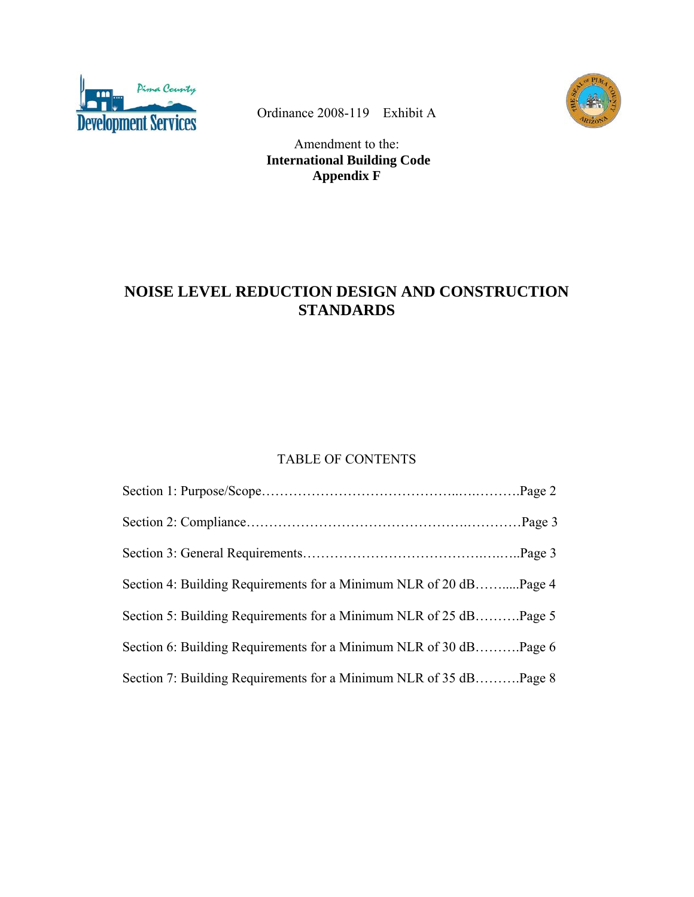Ordinance 2008-119 Exhibit A

Amendment to the:
**International Building Code**
**Appendix F**

# NOISE LEVEL REDUCTION DESIGN AND CONSTRUCTION STANDARDS

TABLE OF CONTENTS

Section 1: Purpose/Scope……………………………………..….……….Page 2

Section 2: Compliance……………………………………….…………Page 3

Section 3: General Requirements………………………………….….…..Page 3

Section 4: Building Requirements for a Minimum NLR of 20 dB……....Page 4

Section 5: Building Requirements for a Minimum NLR of 25 dB……….Page 5

Section 6: Building Requirements for a Minimum NLR of 30 dB……….Page 6

Section 7: Building Requirements for a Minimum NLR of 35 dB……….Page 8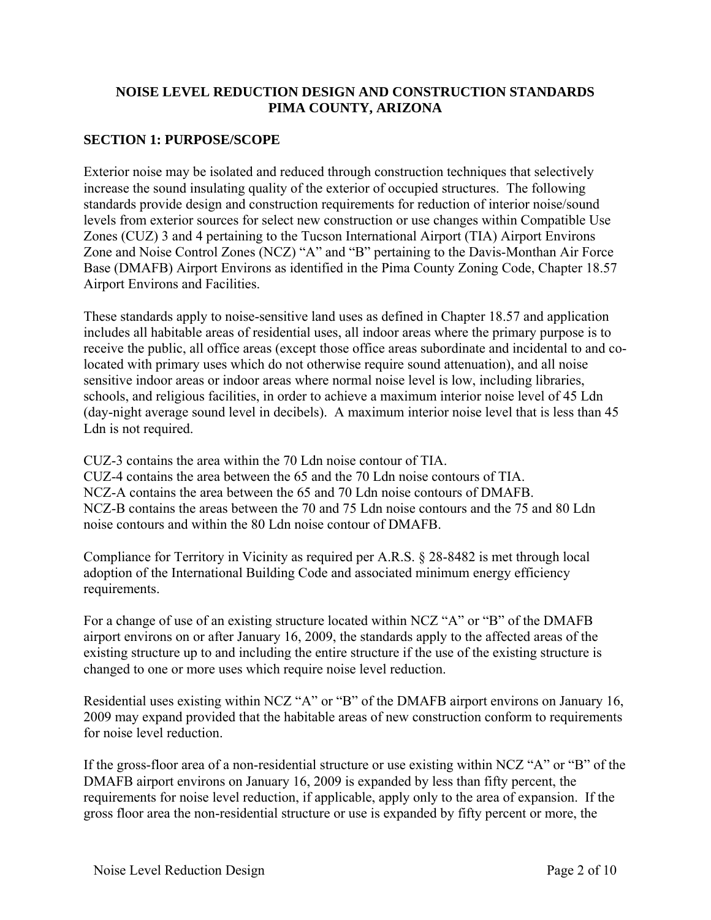**NOISE LEVEL REDUCTION DESIGN AND CONSTRUCTION STANDARDS**
**PIMA COUNTY, ARIZONA**

## SECTION 1: PURPOSE/SCOPE

Exterior noise may be isolated and reduced through construction techniques that selectively increase the sound insulating quality of the exterior of occupied structures. The following standards provide design and construction requirements for reduction of interior noise/sound levels from exterior sources for select new construction or use changes within Compatible Use Zones (CUZ) 3 and 4 pertaining to the Tucson International Airport (TIA) Airport Environs Zone and Noise Control Zones (NCZ) "A" and "B" pertaining to the Davis-Monthan Air Force Base (DMAFB) Airport Environs as identified in the Pima County Zoning Code, Chapter 18.57 Airport Environs and Facilities.

These standards apply to noise-sensitive land uses as defined in Chapter 18.57 and application includes all habitable areas of residential uses, all indoor areas where the primary purpose is to receive the public, all office areas (except those office areas subordinate and incidental to and co-located with primary uses which do not otherwise require sound attenuation), and all noise sensitive indoor areas or indoor areas where normal noise level is low, including libraries, schools, and religious facilities, in order to achieve a maximum interior noise level of 45 Ldn (day-night average sound level in decibels). A maximum interior noise level that is less than 45 Ldn is not required.

CUZ-3 contains the area within the 70 Ldn noise contour of TIA.
CUZ-4 contains the area between the 65 and the 70 Ldn noise contours of TIA.
NCZ-A contains the area between the 65 and 70 Ldn noise contours of DMAFB.
NCZ-B contains the areas between the 70 and 75 Ldn noise contours and the 75 and 80 Ldn noise contours and within the 80 Ldn noise contour of DMAFB.

Compliance for Territory in Vicinity as required per A.R.S. § 28-8482 is met through local adoption of the International Building Code and associated minimum energy efficiency requirements.

For a change of use of an existing structure located within NCZ "A" or "B" of the DMAFB airport environs on or after January 16, 2009, the standards apply to the affected areas of the existing structure up to and including the entire structure if the use of the existing structure is changed to one or more uses which require noise level reduction.

Residential uses existing within NCZ "A" or "B" of the DMAFB airport environs on January 16, 2009 may expand provided that the habitable areas of new construction conform to requirements for noise level reduction.

If the gross-floor area of a non-residential structure or use existing within NCZ "A" or "B" of the DMAFB airport environs on January 16, 2009 is expanded by less than fifty percent, the requirements for noise level reduction, if applicable, apply only to the area of expansion. If the gross floor area the non-residential structure or use is expanded by fifty percent or more, the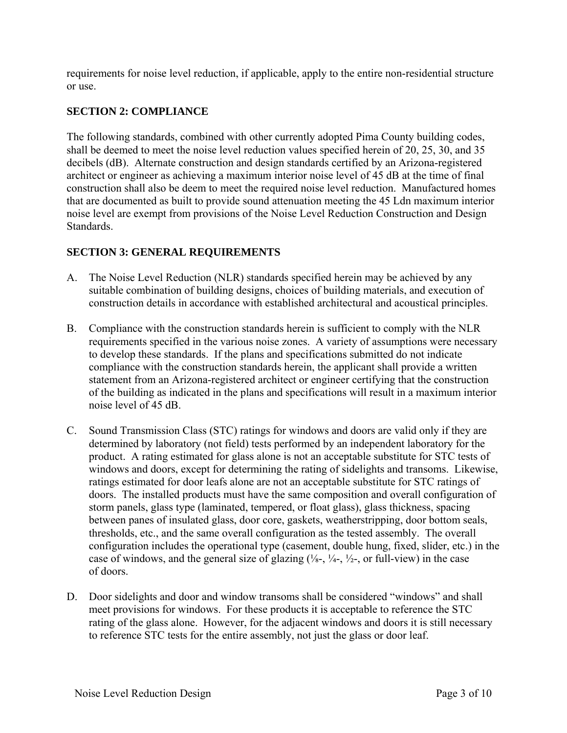requirements for noise level reduction, if applicable, apply to the entire non-residential structure or use.

## SECTION 2: COMPLIANCE

The following standards, combined with other currently adopted Pima County building codes, shall be deemed to meet the noise level reduction values specified herein of 20, 25, 30, and 35 decibels (dB). Alternate construction and design standards certified by an Arizona-registered architect or engineer as achieving a maximum interior noise level of 45 dB at the time of final construction shall also be deem to meet the required noise level reduction. Manufactured homes that are documented as built to provide sound attenuation meeting the 45 Ldn maximum interior noise level are exempt from provisions of the Noise Level Reduction Construction and Design Standards.

## SECTION 3: GENERAL REQUIREMENTS

A. The Noise Level Reduction (NLR) standards specified herein may be achieved by any suitable combination of building designs, choices of building materials, and execution of construction details in accordance with established architectural and acoustical principles.

B. Compliance with the construction standards herein is sufficient to comply with the NLR requirements specified in the various noise zones. A variety of assumptions were necessary to develop these standards. If the plans and specifications submitted do not indicate compliance with the construction standards herein, the applicant shall provide a written statement from an Arizona-registered architect or engineer certifying that the construction of the building as indicated in the plans and specifications will result in a maximum interior noise level of 45 dB.

C. Sound Transmission Class (STC) ratings for windows and doors are valid only if they are determined by laboratory (not field) tests performed by an independent laboratory for the product. A rating estimated for glass alone is not an acceptable substitute for STC tests of windows and doors, except for determining the rating of sidelights and transoms. Likewise, ratings estimated for door leafs alone are not an acceptable substitute for STC ratings of doors. The installed products must have the same composition and overall configuration of storm panels, glass type (laminated, tempered, or float glass), glass thickness, spacing between panes of insulated glass, door core, gaskets, weatherstripping, door bottom seals, thresholds, etc., and the same overall configuration as the tested assembly. The overall configuration includes the operational type (casement, double hung, fixed, slider, etc.) in the case of windows, and the general size of glazing (⅛-, ¼-, ½-, or full-view) in the case of doors.

D. Door sidelights and door and window transoms shall be considered "windows" and shall meet provisions for windows. For these products it is acceptable to reference the STC rating of the glass alone. However, for the adjacent windows and doors it is still necessary to reference STC tests for the entire assembly, not just the glass or door leaf.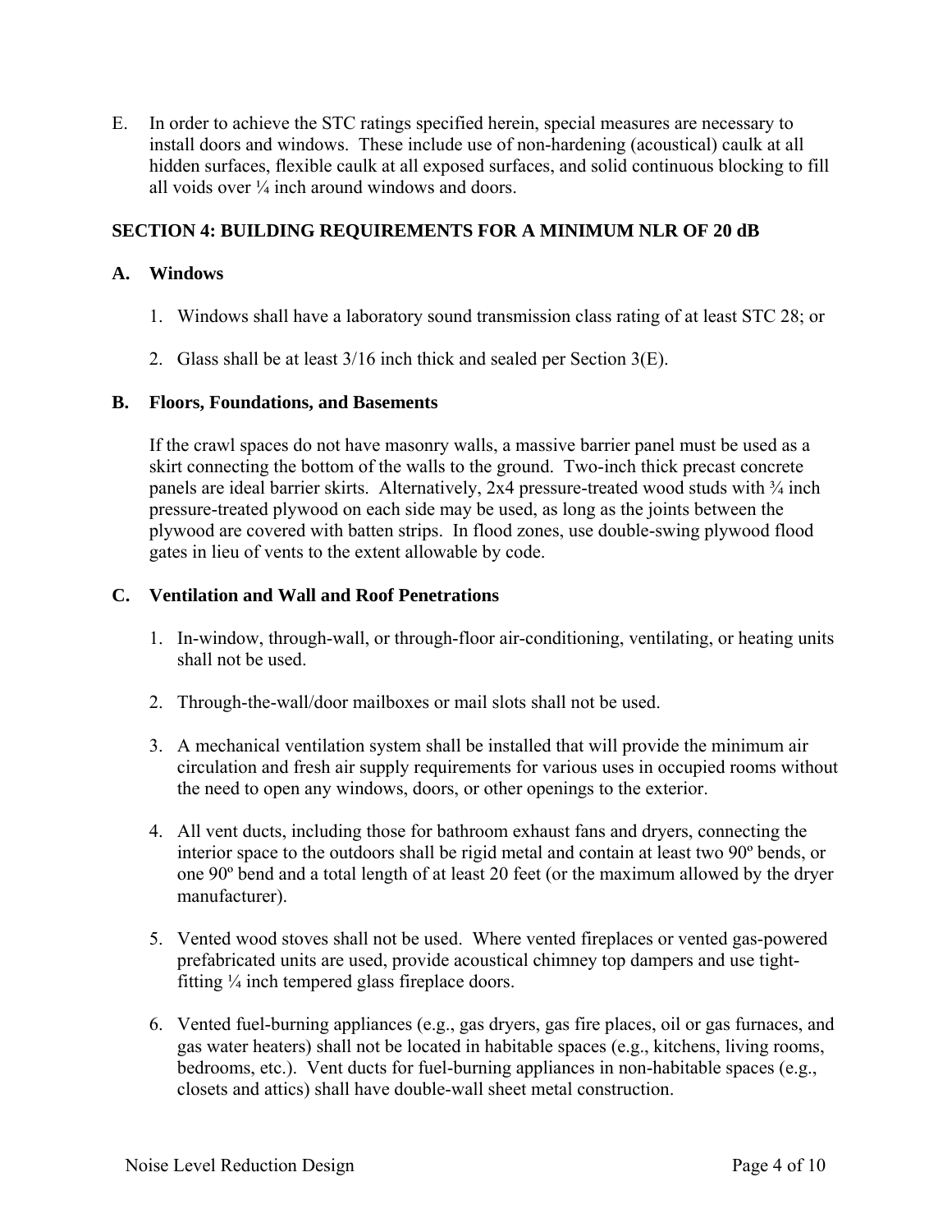E. In order to achieve the STC ratings specified herein, special measures are necessary to install doors and windows. These include use of non-hardening (acoustical) caulk at all hidden surfaces, flexible caulk at all exposed surfaces, and solid continuous blocking to fill all voids over ¼ inch around windows and doors.

## SECTION 4: BUILDING REQUIREMENTS FOR A MINIMUM NLR OF 20 dB

### A. Windows

1. Windows shall have a laboratory sound transmission class rating of at least STC 28; or

2. Glass shall be at least 3/16 inch thick and sealed per Section 3(E).

### B. Floors, Foundations, and Basements

If the crawl spaces do not have masonry walls, a massive barrier panel must be used as a skirt connecting the bottom of the walls to the ground. Two-inch thick precast concrete panels are ideal barrier skirts. Alternatively, 2x4 pressure-treated wood studs with ¾ inch pressure-treated plywood on each side may be used, as long as the joints between the plywood are covered with batten strips. In flood zones, use double-swing plywood flood gates in lieu of vents to the extent allowable by code.

### C. Ventilation and Wall and Roof Penetrations

1. In-window, through-wall, or through-floor air-conditioning, ventilating, or heating units shall not be used.

2. Through-the-wall/door mailboxes or mail slots shall not be used.

3. A mechanical ventilation system shall be installed that will provide the minimum air circulation and fresh air supply requirements for various uses in occupied rooms without the need to open any windows, doors, or other openings to the exterior.

4. All vent ducts, including those for bathroom exhaust fans and dryers, connecting the interior space to the outdoors shall be rigid metal and contain at least two 90º bends, or one 90º bend and a total length of at least 20 feet (or the maximum allowed by the dryer manufacturer).

5. Vented wood stoves shall not be used. Where vented fireplaces or vented gas-powered prefabricated units are used, provide acoustical chimney top dampers and use tight-fitting ¼ inch tempered glass fireplace doors.

6. Vented fuel-burning appliances (e.g., gas dryers, gas fire places, oil or gas furnaces, and gas water heaters) shall not be located in habitable spaces (e.g., kitchens, living rooms, bedrooms, etc.). Vent ducts for fuel-burning appliances in non-habitable spaces (e.g., closets and attics) shall have double-wall sheet metal construction.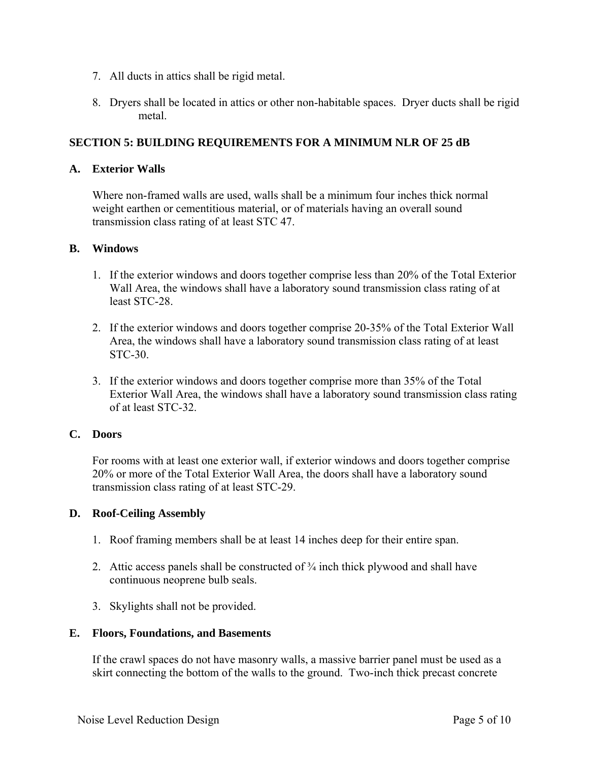7. All ducts in attics shall be rigid metal.

8. Dryers shall be located in attics or other non-habitable spaces. Dryer ducts shall be rigid metal.

## SECTION 5: BUILDING REQUIREMENTS FOR A MINIMUM NLR OF 25 dB

### A. Exterior Walls

Where non-framed walls are used, walls shall be a minimum four inches thick normal weight earthen or cementitious material, or of materials having an overall sound transmission class rating of at least STC 47.

### B. Windows

1. If the exterior windows and doors together comprise less than 20% of the Total Exterior Wall Area, the windows shall have a laboratory sound transmission class rating of at least STC-28.

2. If the exterior windows and doors together comprise 20-35% of the Total Exterior Wall Area, the windows shall have a laboratory sound transmission class rating of at least STC-30.

3. If the exterior windows and doors together comprise more than 35% of the Total Exterior Wall Area, the windows shall have a laboratory sound transmission class rating of at least STC-32.

### C. Doors

For rooms with at least one exterior wall, if exterior windows and doors together comprise 20% or more of the Total Exterior Wall Area, the doors shall have a laboratory sound transmission class rating of at least STC-29.

### D. Roof-Ceiling Assembly

1. Roof framing members shall be at least 14 inches deep for their entire span.

2. Attic access panels shall be constructed of ¾ inch thick plywood and shall have continuous neoprene bulb seals.

3. Skylights shall not be provided.

### E. Floors, Foundations, and Basements

If the crawl spaces do not have masonry walls, a massive barrier panel must be used as a skirt connecting the bottom of the walls to the ground. Two-inch thick precast concrete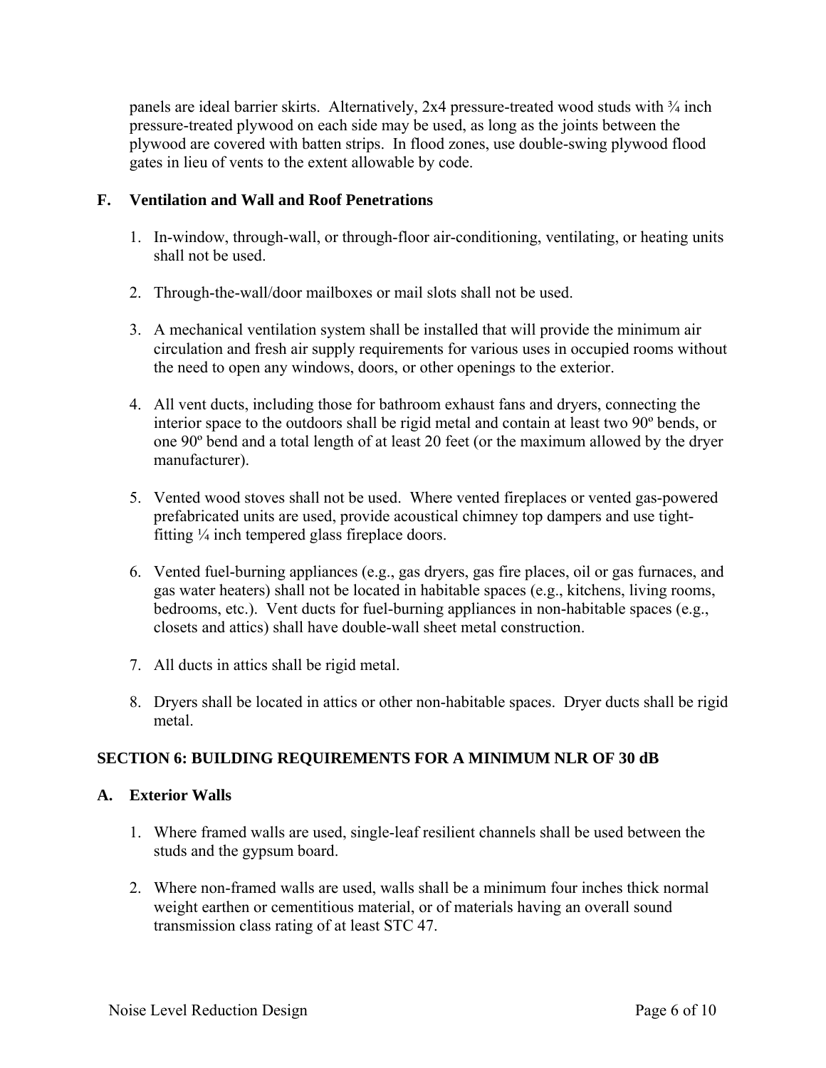panels are ideal barrier skirts. Alternatively, 2x4 pressure-treated wood studs with ¾ inch pressure-treated plywood on each side may be used, as long as the joints between the plywood are covered with batten strips. In flood zones, use double-swing plywood flood gates in lieu of vents to the extent allowable by code.

### F. Ventilation and Wall and Roof Penetrations

1. In-window, through-wall, or through-floor air-conditioning, ventilating, or heating units shall not be used.

2. Through-the-wall/door mailboxes or mail slots shall not be used.

3. A mechanical ventilation system shall be installed that will provide the minimum air circulation and fresh air supply requirements for various uses in occupied rooms without the need to open any windows, doors, or other openings to the exterior.

4. All vent ducts, including those for bathroom exhaust fans and dryers, connecting the interior space to the outdoors shall be rigid metal and contain at least two 90º bends, or one 90º bend and a total length of at least 20 feet (or the maximum allowed by the dryer manufacturer).

5. Vented wood stoves shall not be used. Where vented fireplaces or vented gas-powered prefabricated units are used, provide acoustical chimney top dampers and use tight-fitting ¼ inch tempered glass fireplace doors.

6. Vented fuel-burning appliances (e.g., gas dryers, gas fire places, oil or gas furnaces, and gas water heaters) shall not be located in habitable spaces (e.g., kitchens, living rooms, bedrooms, etc.). Vent ducts for fuel-burning appliances in non-habitable spaces (e.g., closets and attics) shall have double-wall sheet metal construction.

7. All ducts in attics shall be rigid metal.

8. Dryers shall be located in attics or other non-habitable spaces. Dryer ducts shall be rigid metal.

## SECTION 6: BUILDING REQUIREMENTS FOR A MINIMUM NLR OF 30 dB

### A. Exterior Walls

1. Where framed walls are used, single-leaf resilient channels shall be used between the studs and the gypsum board.

2. Where non-framed walls are used, walls shall be a minimum four inches thick normal weight earthen or cementitious material, or of materials having an overall sound transmission class rating of at least STC 47.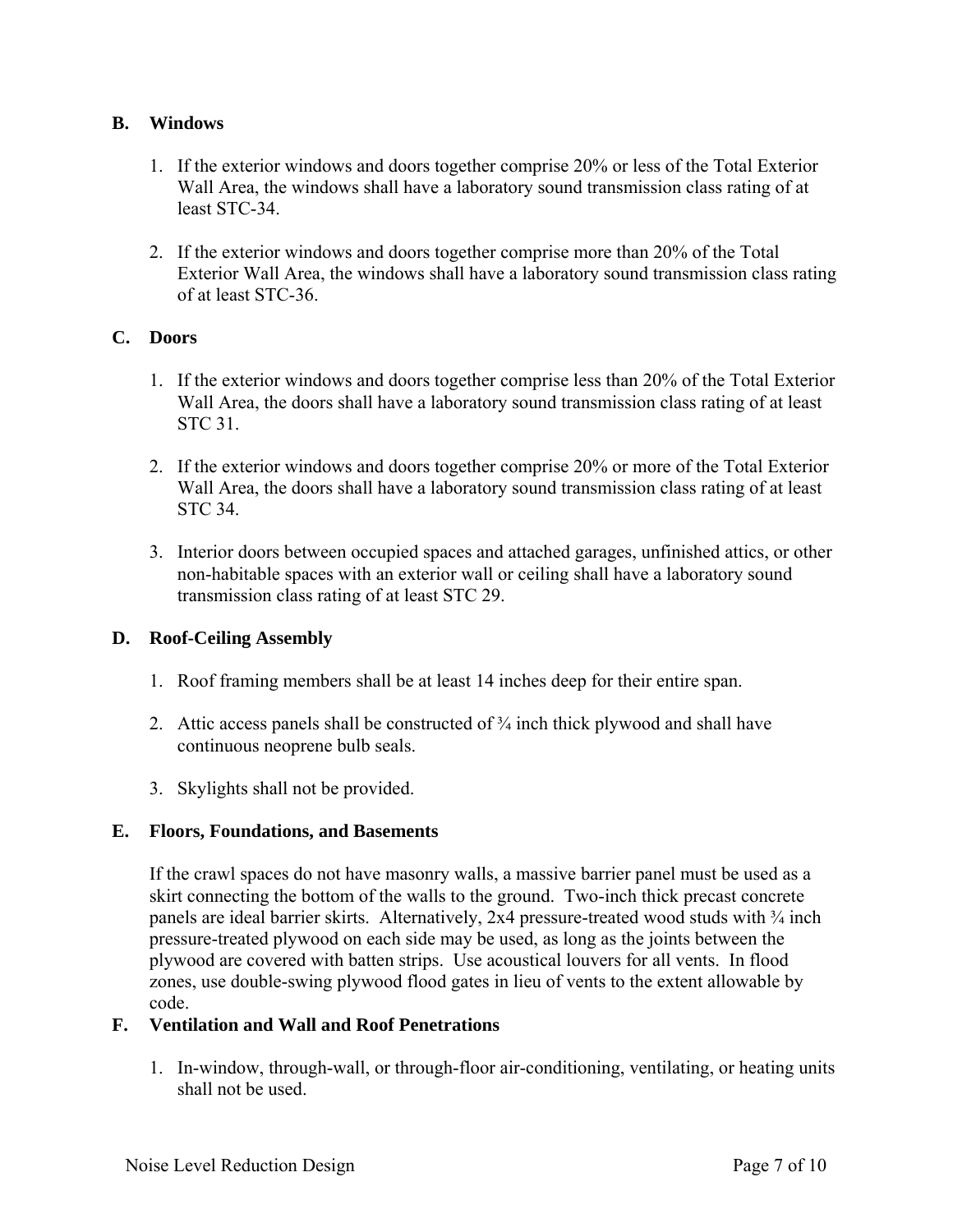## B. Windows

1. If the exterior windows and doors together comprise 20% or less of the Total Exterior Wall Area, the windows shall have a laboratory sound transmission class rating of at least STC-34.

2. If the exterior windows and doors together comprise more than 20% of the Total Exterior Wall Area, the windows shall have a laboratory sound transmission class rating of at least STC-36.

## C. Doors

1. If the exterior windows and doors together comprise less than 20% of the Total Exterior Wall Area, the doors shall have a laboratory sound transmission class rating of at least STC 31.

2. If the exterior windows and doors together comprise 20% or more of the Total Exterior Wall Area, the doors shall have a laboratory sound transmission class rating of at least STC 34.

3. Interior doors between occupied spaces and attached garages, unfinished attics, or other non-habitable spaces with an exterior wall or ceiling shall have a laboratory sound transmission class rating of at least STC 29.

## D. Roof-Ceiling Assembly

1. Roof framing members shall be at least 14 inches deep for their entire span.

2. Attic access panels shall be constructed of ¾ inch thick plywood and shall have continuous neoprene bulb seals.

3. Skylights shall not be provided.

## E. Floors, Foundations, and Basements

If the crawl spaces do not have masonry walls, a massive barrier panel must be used as a skirt connecting the bottom of the walls to the ground. Two-inch thick precast concrete panels are ideal barrier skirts. Alternatively, 2x4 pressure-treated wood studs with ¾ inch pressure-treated plywood on each side may be used, as long as the joints between the plywood are covered with batten strips. Use acoustical louvers for all vents. In flood zones, use double-swing plywood flood gates in lieu of vents to the extent allowable by code.

## F. Ventilation and Wall and Roof Penetrations

1. In-window, through-wall, or through-floor air-conditioning, ventilating, or heating units shall not be used.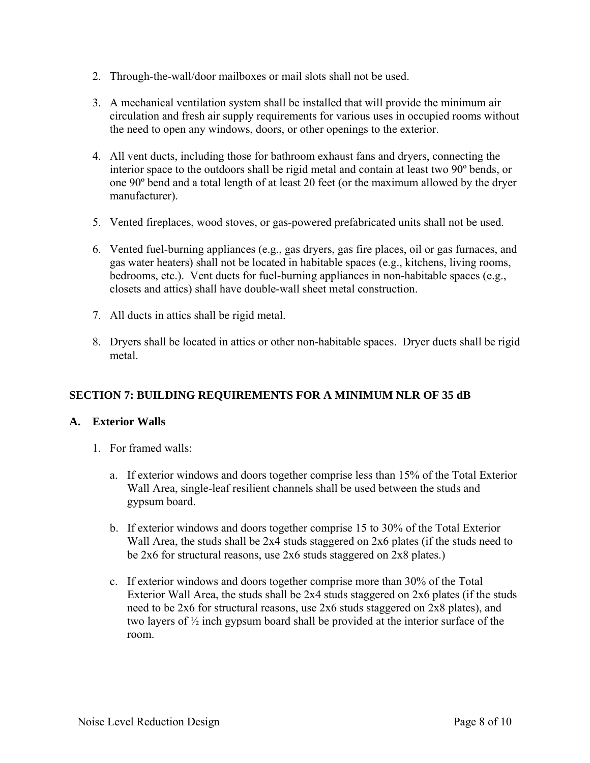2. Through-the-wall/door mailboxes or mail slots shall not be used.

3. A mechanical ventilation system shall be installed that will provide the minimum air circulation and fresh air supply requirements for various uses in occupied rooms without the need to open any windows, doors, or other openings to the exterior.

4. All vent ducts, including those for bathroom exhaust fans and dryers, connecting the interior space to the outdoors shall be rigid metal and contain at least two 90º bends, or one 90º bend and a total length of at least 20 feet (or the maximum allowed by the dryer manufacturer).

5. Vented fireplaces, wood stoves, or gas-powered prefabricated units shall not be used.

6. Vented fuel-burning appliances (e.g., gas dryers, gas fire places, oil or gas furnaces, and gas water heaters) shall not be located in habitable spaces (e.g., kitchens, living rooms, bedrooms, etc.). Vent ducts for fuel-burning appliances in non-habitable spaces (e.g., closets and attics) shall have double-wall sheet metal construction.

7. All ducts in attics shall be rigid metal.

8. Dryers shall be located in attics or other non-habitable spaces. Dryer ducts shall be rigid metal.

## SECTION 7: BUILDING REQUIREMENTS FOR A MINIMUM NLR OF 35 dB

### A. Exterior Walls

1. For framed walls:

   a. If exterior windows and doors together comprise less than 15% of the Total Exterior Wall Area, single-leaf resilient channels shall be used between the studs and gypsum board.

   b. If exterior windows and doors together comprise 15 to 30% of the Total Exterior Wall Area, the studs shall be 2x4 studs staggered on 2x6 plates (if the studs need to be 2x6 for structural reasons, use 2x6 studs staggered on 2x8 plates.)

   c. If exterior windows and doors together comprise more than 30% of the Total Exterior Wall Area, the studs shall be 2x4 studs staggered on 2x6 plates (if the studs need to be 2x6 for structural reasons, use 2x6 studs staggered on 2x8 plates), and two layers of ½ inch gypsum board shall be provided at the interior surface of the room.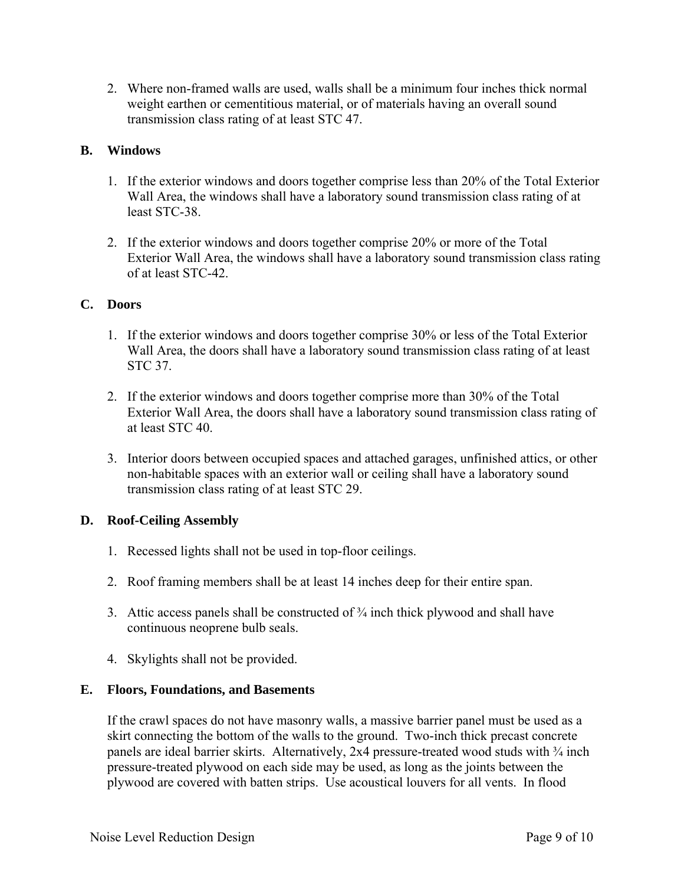2. Where non-framed walls are used, walls shall be a minimum four inches thick normal weight earthen or cementitious material, or of materials having an overall sound transmission class rating of at least STC 47.

**B. Windows**

1. If the exterior windows and doors together comprise less than 20% of the Total Exterior Wall Area, the windows shall have a laboratory sound transmission class rating of at least STC-38.

2. If the exterior windows and doors together comprise 20% or more of the Total Exterior Wall Area, the windows shall have a laboratory sound transmission class rating of at least STC-42.

**C. Doors**

1. If the exterior windows and doors together comprise 30% or less of the Total Exterior Wall Area, the doors shall have a laboratory sound transmission class rating of at least STC 37.

2. If the exterior windows and doors together comprise more than 30% of the Total Exterior Wall Area, the doors shall have a laboratory sound transmission class rating of at least STC 40.

3. Interior doors between occupied spaces and attached garages, unfinished attics, or other non-habitable spaces with an exterior wall or ceiling shall have a laboratory sound transmission class rating of at least STC 29.

**D. Roof-Ceiling Assembly**

1. Recessed lights shall not be used in top-floor ceilings.

2. Roof framing members shall be at least 14 inches deep for their entire span.

3. Attic access panels shall be constructed of ¾ inch thick plywood and shall have continuous neoprene bulb seals.

4. Skylights shall not be provided.

**E. Floors, Foundations, and Basements**

If the crawl spaces do not have masonry walls, a massive barrier panel must be used as a skirt connecting the bottom of the walls to the ground. Two-inch thick precast concrete panels are ideal barrier skirts. Alternatively, 2x4 pressure-treated wood studs with ¾ inch pressure-treated plywood on each side may be used, as long as the joints between the plywood are covered with batten strips. Use acoustical louvers for all vents. In flood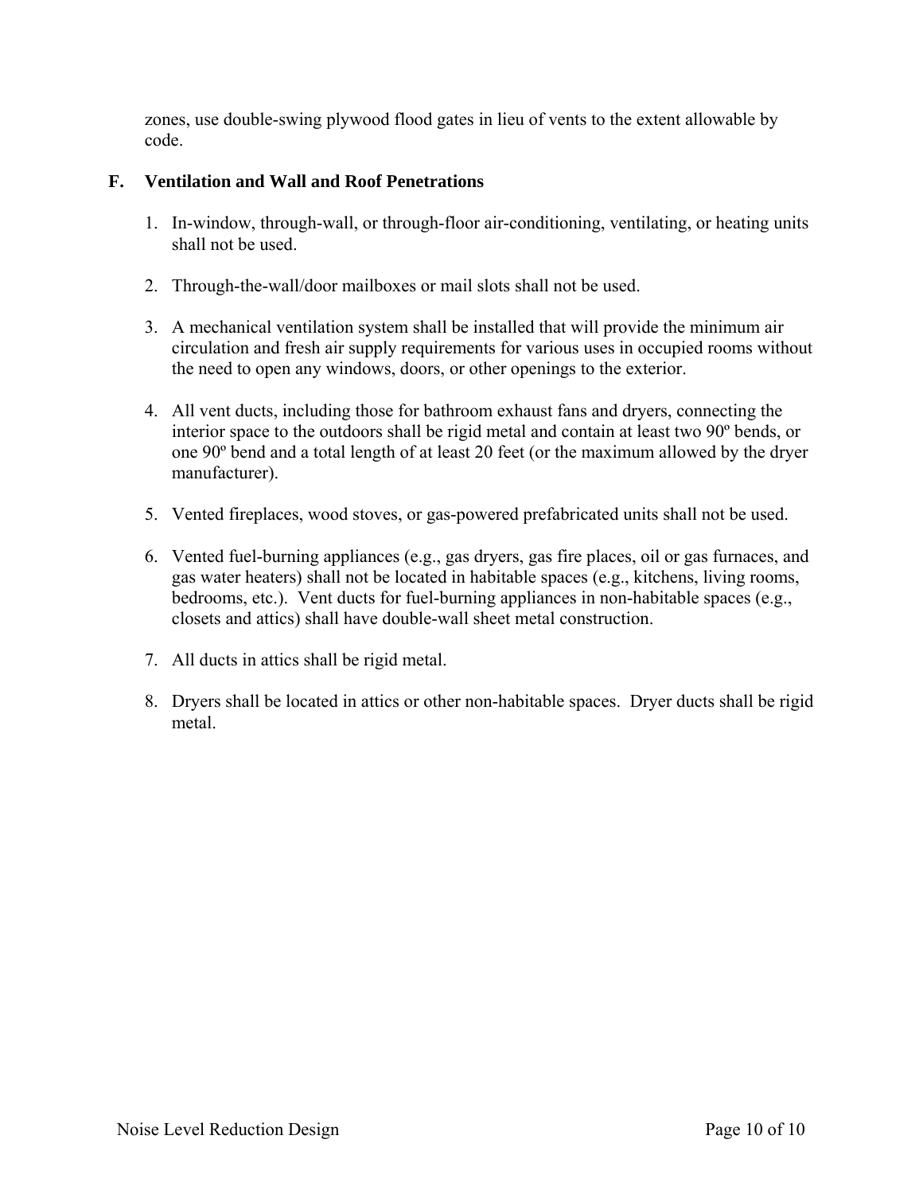zones, use double-swing plywood flood gates in lieu of vents to the extent allowable by code.

## F. Ventilation and Wall and Roof Penetrations

1. In-window, through-wall, or through-floor air-conditioning, ventilating, or heating units shall not be used.

2. Through-the-wall/door mailboxes or mail slots shall not be used.

3. A mechanical ventilation system shall be installed that will provide the minimum air circulation and fresh air supply requirements for various uses in occupied rooms without the need to open any windows, doors, or other openings to the exterior.

4. All vent ducts, including those for bathroom exhaust fans and dryers, connecting the interior space to the outdoors shall be rigid metal and contain at least two 90º bends, or one 90º bend and a total length of at least 20 feet (or the maximum allowed by the dryer manufacturer).

5. Vented fireplaces, wood stoves, or gas-powered prefabricated units shall not be used.

6. Vented fuel-burning appliances (e.g., gas dryers, gas fire places, oil or gas furnaces, and gas water heaters) shall not be located in habitable spaces (e.g., kitchens, living rooms, bedrooms, etc.). Vent ducts for fuel-burning appliances in non-habitable spaces (e.g., closets and attics) shall have double-wall sheet metal construction.

7. All ducts in attics shall be rigid metal.

8. Dryers shall be located in attics or other non-habitable spaces. Dryer ducts shall be rigid metal.